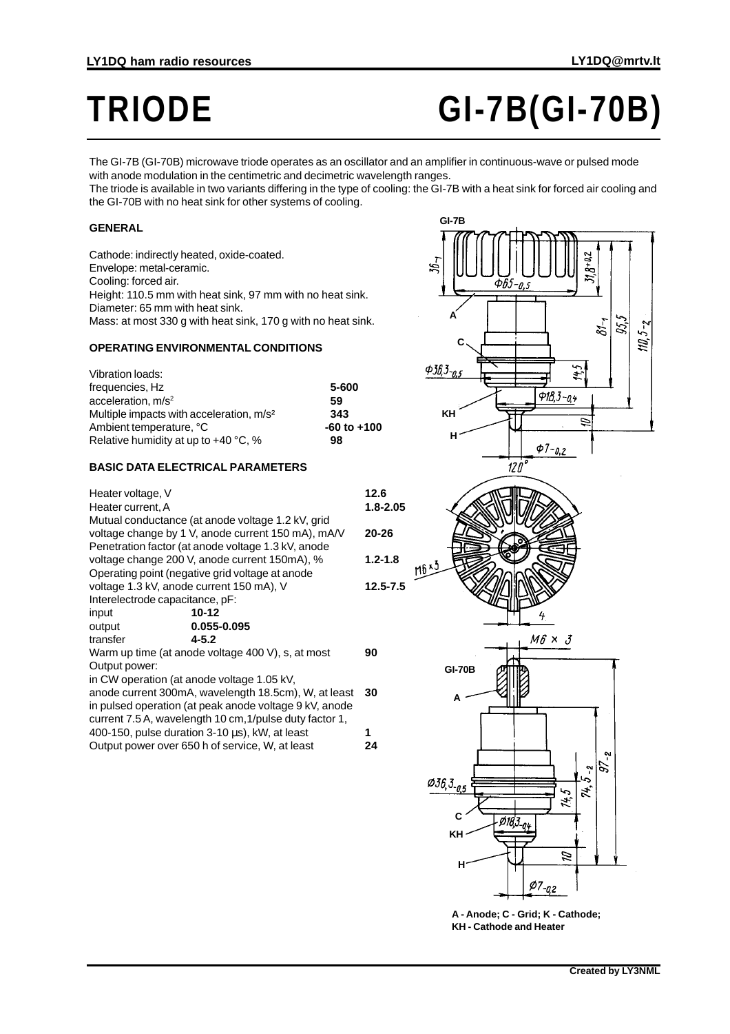# TRIODE GI-7B(GI-70B)

The GI-7B (GI-70B) microwave triode operates as an oscillator and an amplifier in continuous-wave or pulsed mode with anode modulation in the centimetric and decimetric wavelength ranges.
The triode is available in two variants differing in the type of cooling: the GI-7B with a heat sink for forced air cooling and the GI-70B with no heat sink for other systems of cooling.

### GENERAL

Cathode: indirectly heated, oxide-coated.
Envelope: metal-ceramic.
Cooling: forced air.
Height: 110.5 mm with heat sink, 97 mm with no heat sink.
Diameter: 65 mm with heat sink.
Mass: at most 330 g with heat sink, 170 g with no heat sink.

### OPERATING ENVIRONMENTAL CONDITIONS

| | |
|---|---|
| Vibration loads: | |
| frequencies, Hz | 5-600 |
| acceleration, m/s$^2$ | 59 |
| Multiple impacts with acceleration, m/s$^2$ | 343 |
| Ambient temperature, °C | -60 to +100 |
| Relative humidity at up to +40 °C, % | 98 |

### BASIC DATA ELECTRICAL PARAMETERS

| | |
|---|---|
| Heater voltage, V | 12.6 |
| Heater current, A | 1.8-2.05 |
| Mutual conductance (at anode voltage 1.2 kV, grid voltage change by 1 V, anode current 150 mA), mA/V | 20-26 |
| Penetration factor (at anode voltage 1.3 kV, anode voltage change 200 V, anode current 150mA), % | 1.2-1.8 |
| Operating point (negative grid voltage at anode voltage 1.3 kV, anode current 150 mA), V | 12.5-7.5 |
| Interelectrode capacitance, pF: | |
| input | 10-12 |
| output | 0.055-0.095 |
| transfer | 4-5.2 |
| Warm up time (at anode voltage 400 V), s, at most | 90 |
| Output power: | |
| in CW operation (at anode voltage 1.05 kV, anode current 300mA, wavelength 18.5cm), W, at least | 30 |
| in pulsed operation (at peak anode voltage 9 kV, anode current 7.5 A, wavelength 10 cm,1/pulse duty factor 1, 400-150, pulse duration 3-10 µs), kW, at least | 1 |
| Output power over 650 h of service, W, at least | 24 |

A - Anode; C - Grid; K - Cathode; KH - Cathode and Heater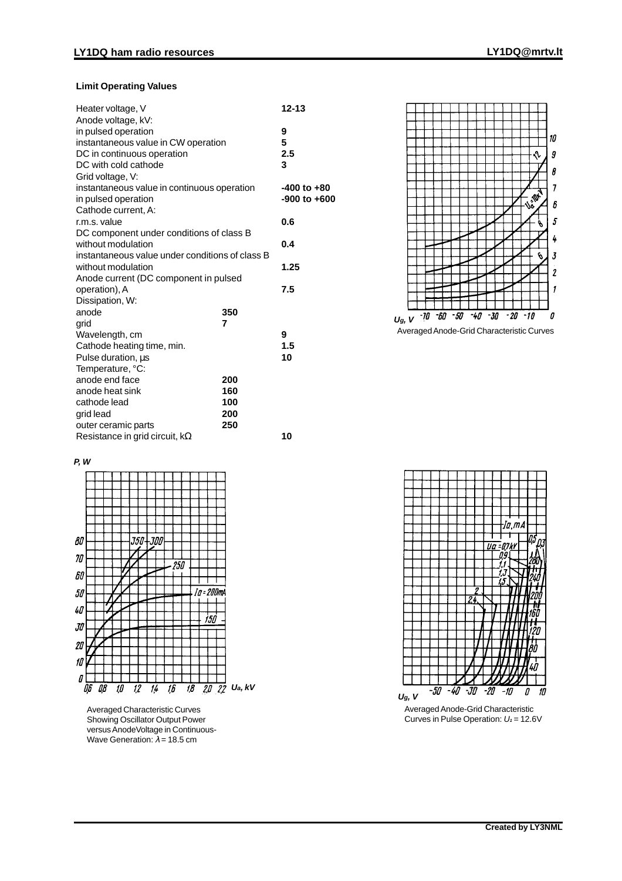### Limit Operating Values

| | | |
|---|---|---|
| Heater voltage, V | | **12-13** |
| Anode voltage, kV: | | |
| in pulsed operation | | **9** |
| instantaneous value in CW operation | | **5** |
| DC in continuous operation | | **2.5** |
| DC with cold cathode | | **3** |
| Grid voltage, V: | | |
| instantaneous value in continuous operation | | **-400 to +80** |
| in pulsed operation | | **-900 to +600** |
| Cathode current, A: | | |
| r.m.s. value | | **0.6** |
| DC component under conditions of class B without modulation | | **0.4** |
| instantaneous value under conditions of class B without modulation | | **1.25** |
| Anode current (DC component in pulsed operation), A | | **7.5** |
| Dissipation, W: | | |
| anode | **350** | |
| grid | **7** | |
| Wavelength, cm | | **9** |
| Cathode heating time, min. | | **1.5** |
| Pulse duration, µs | | **10** |
| Temperature, °C: | | |
| anode end face | **200** | |
| anode heat sink | **160** | |
| cathode lead | **100** | |
| grid lead | **200** | |
| outer ceramic parts | **250** | |
| Resistance in grid circuit, kΩ | | **10** |

10
9
8
7
6
5
4
3
2
1
0
12
$U_a$=10kV
8
6
$U_g$, V -70 -60 -50 -40 -30 -20 -10 0

Averaged Anode-Grid Characteristic Curves

P, W
80
70
60
50
40
30
20
10
0
350 300
250
$I_a$=200mA
150
0.6 0.8 1.0 1.2 1.4 1.6 1.8 2.0 2.2 $U_a$, kV

Averaged Characteristic Curves Showing Oscillator Output Power versus AnodeVoltage in Continuous-Wave Generation: $\lambda$ = 18.5 cm

$I_a$,mA
$U_a$=0.7kV
0.9
1.1
1.3
1.5
2
2.4
0.5
0.3
280
240
200
160
120
80
40
$U_g$, V -50 -40 -30 -20 -10 0 10

Averaged Anode-Grid Characteristic Curves in Pulse Operation: $U_f$ = 12.6V